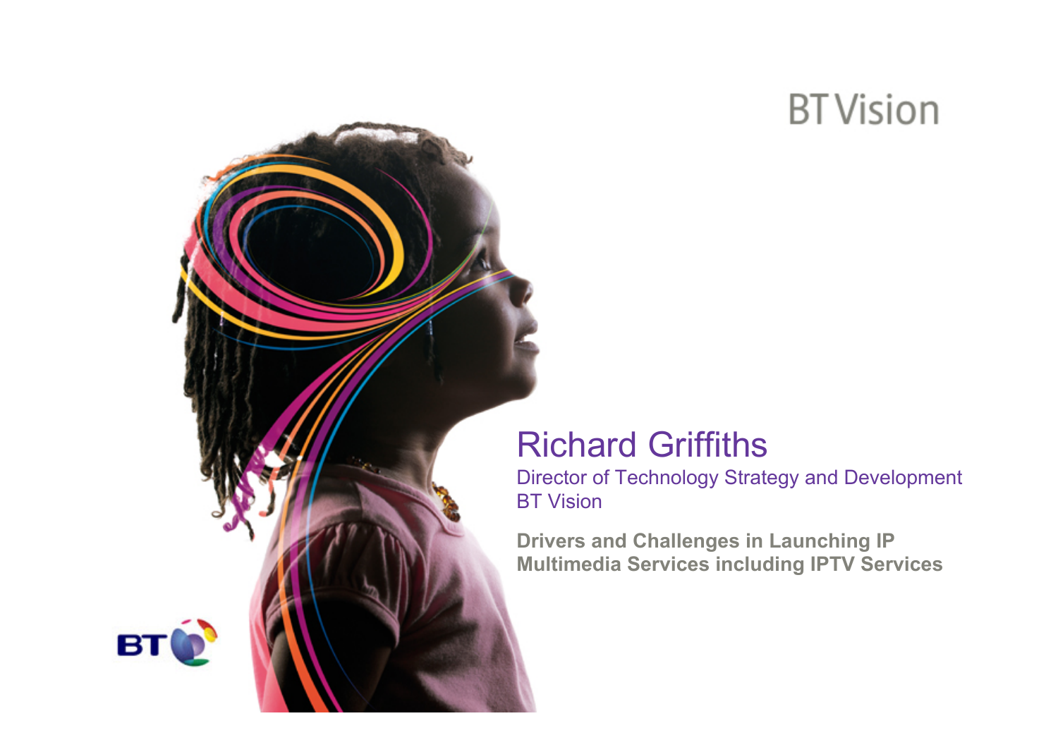BT Vision

# Richard Griffiths

Director of Technology Strategy and Development
BT Vision

**Drivers and Challenges in Launching IP Multimedia Services including IPTV Services**

BT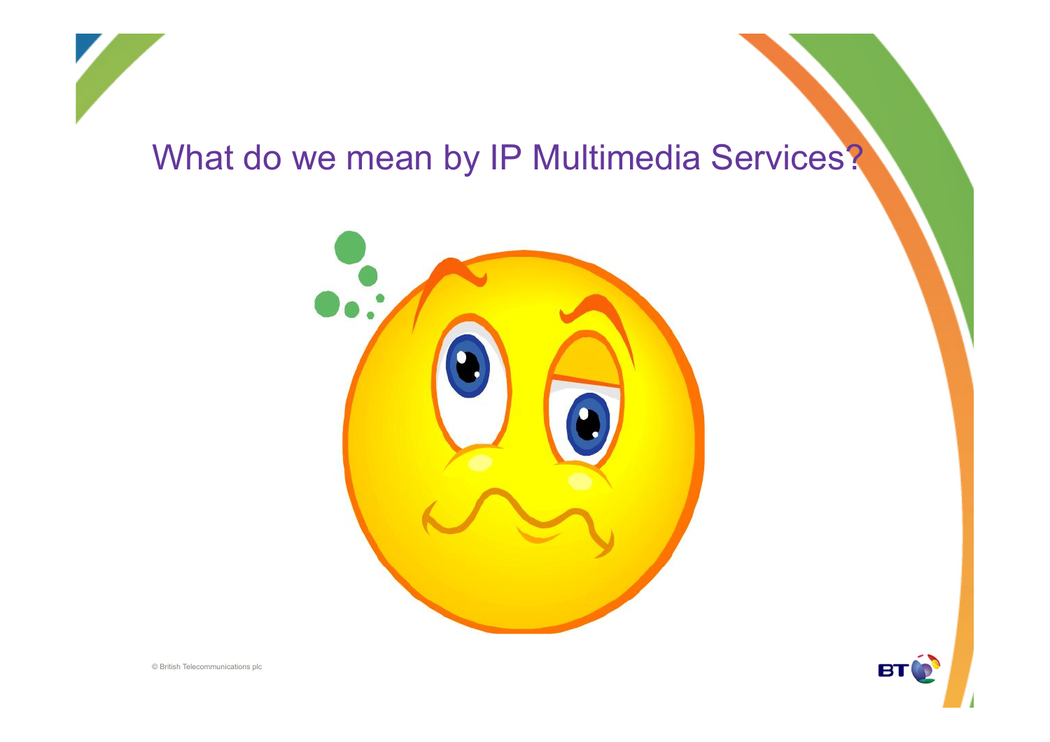# What do we mean by IP Multimedia Services?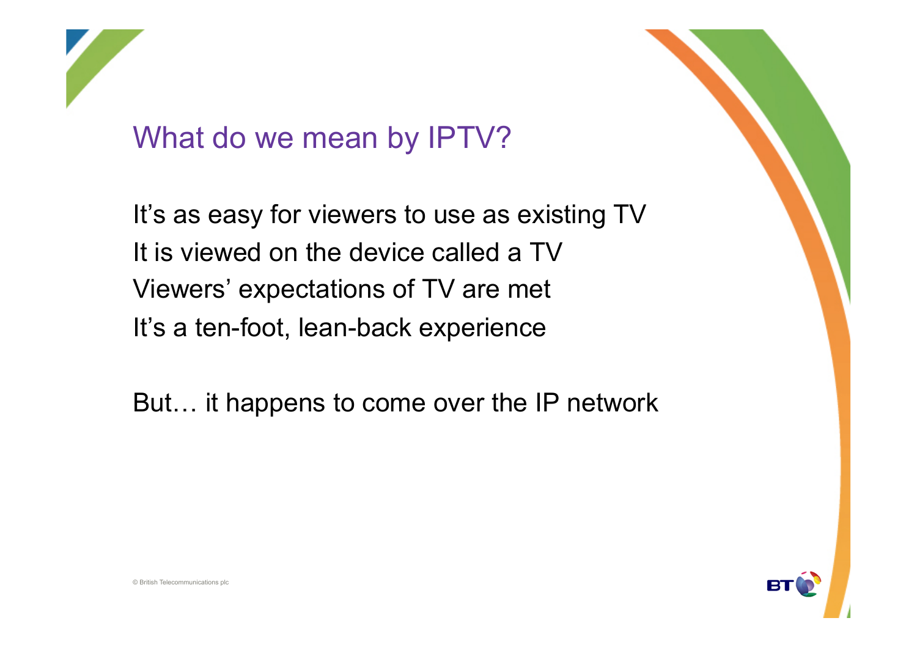# What do we mean by IPTV?

It's as easy for viewers to use as existing TV
It is viewed on the device called a TV
Viewers' expectations of TV are met
It's a ten-foot, lean-back experience

But… it happens to come over the IP network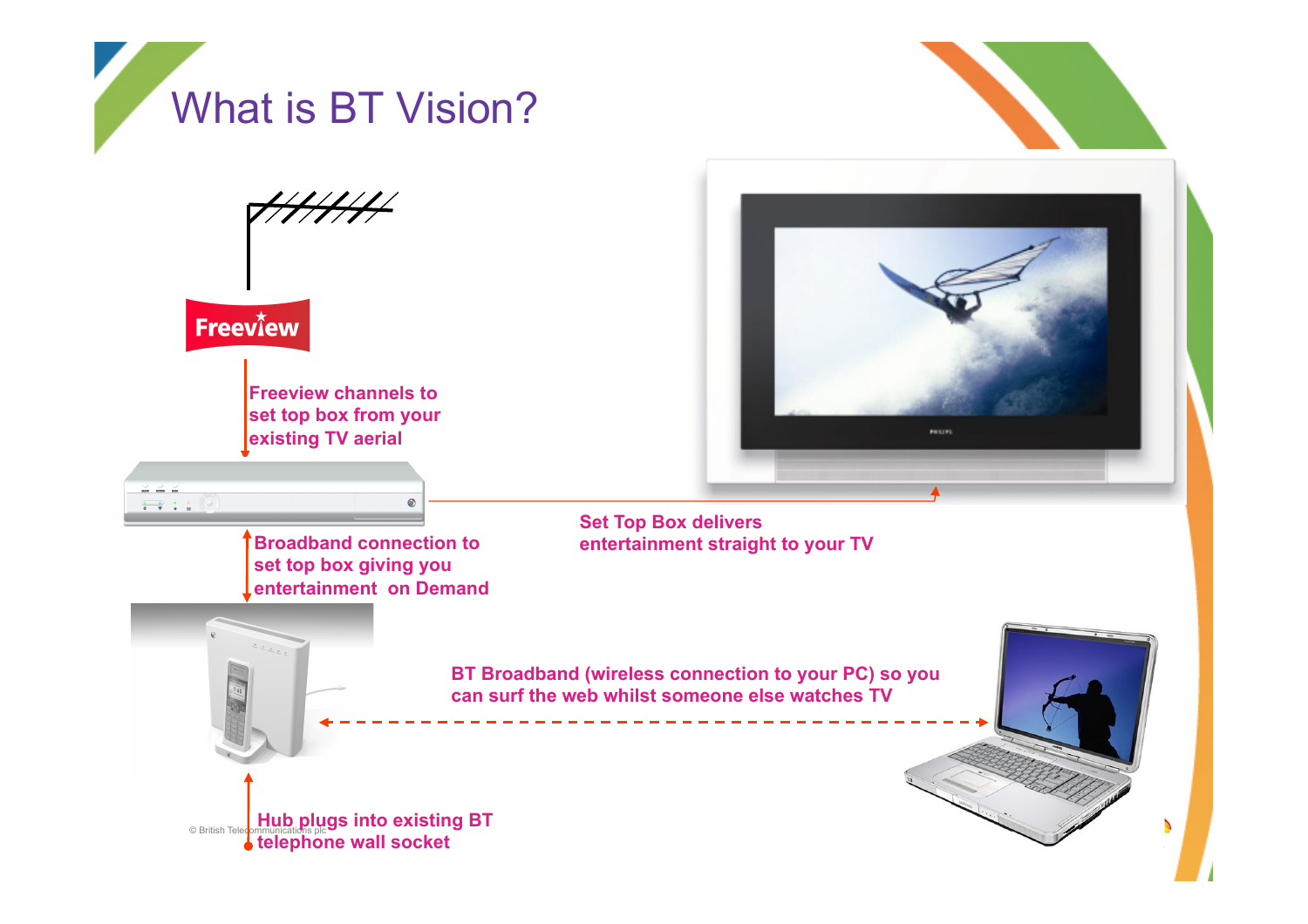# What is BT Vision?

Freeview

Freeview channels to set top box from your existing TV aerial

Broadband connection to set top box giving you entertainment on Demand

Set Top Box delivers entertainment straight to your TV

BT Broadband (wireless connection to your PC) so you can surf the web whilst someone else watches TV

Hub plugs into existing BT telephone wall socket

© British Telecommunications plc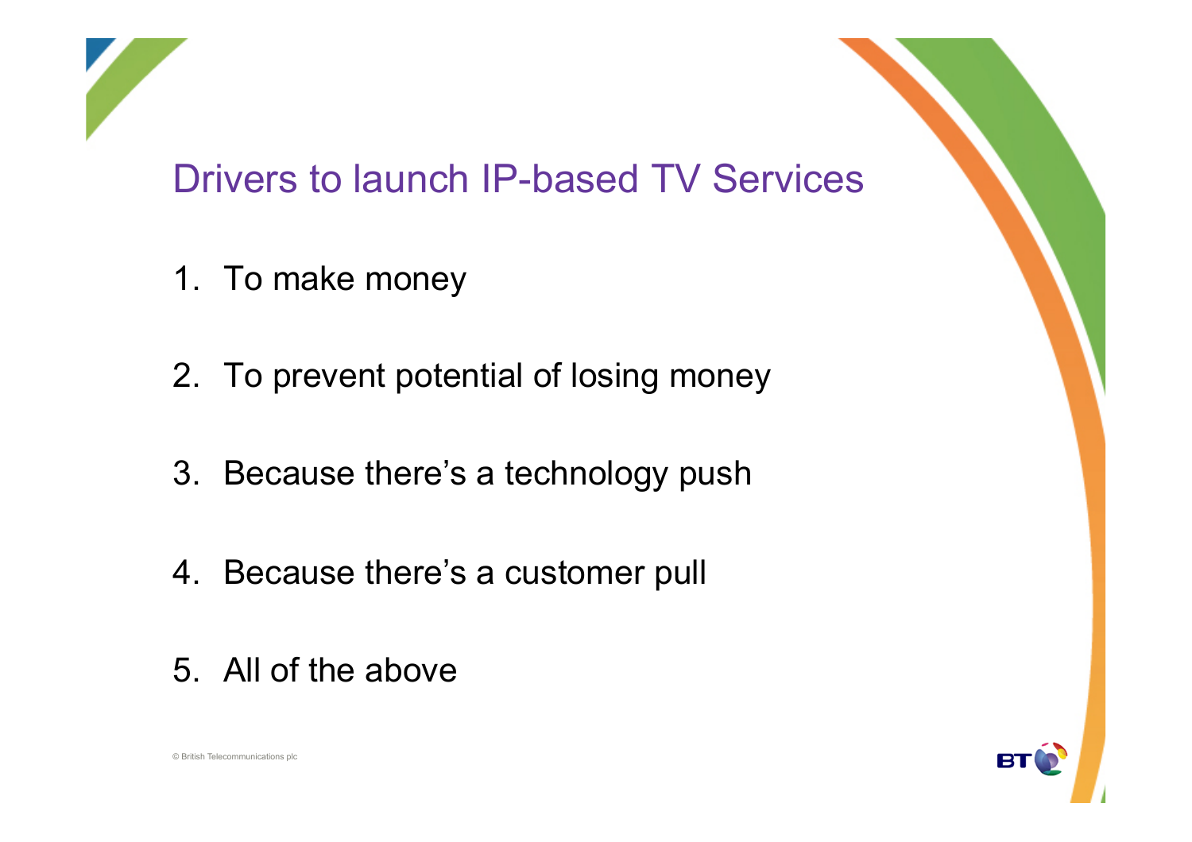# Drivers to launch IP-based TV Services

1. To make money
2. To prevent potential of losing money
3. Because there's a technology push
4. Because there's a customer pull
5. All of the above

© British Telecommunications plc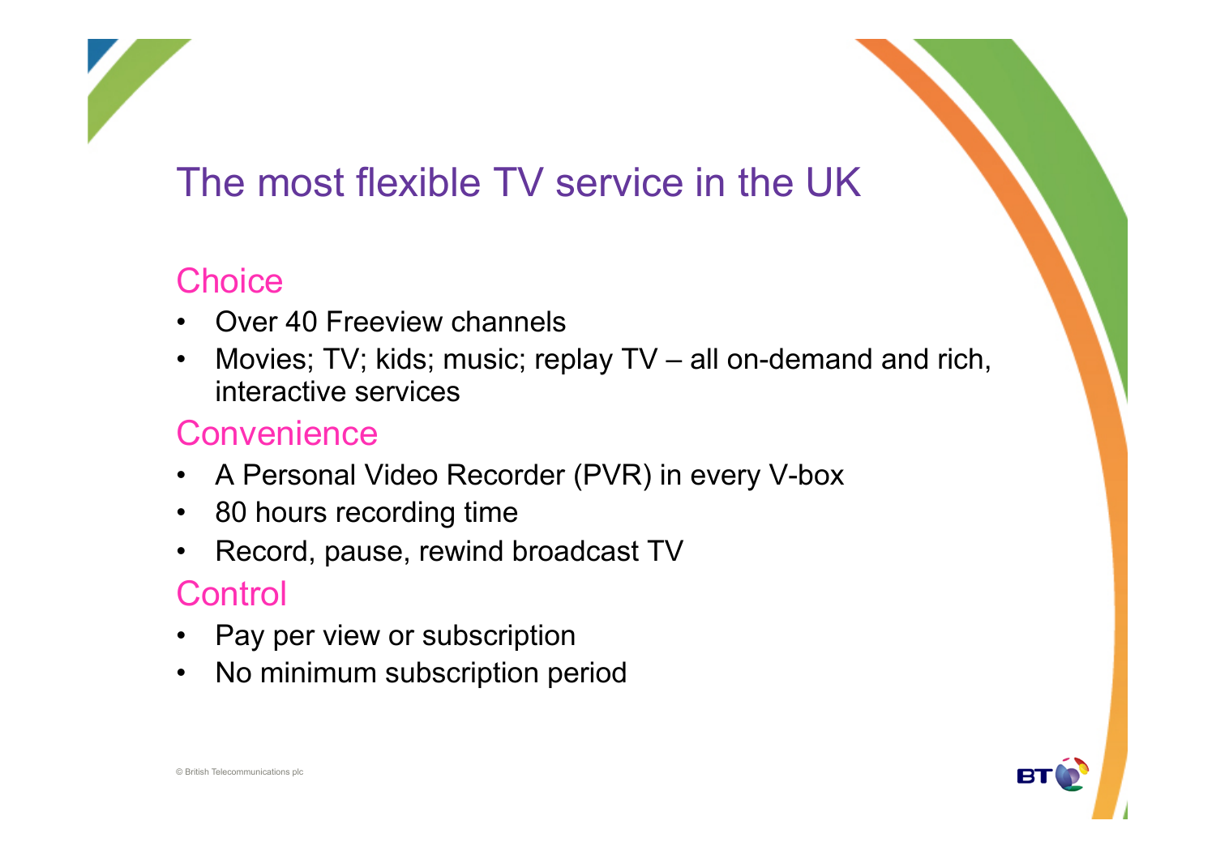# The most flexible TV service in the UK

## Choice

- Over 40 Freeview channels
- Movies; TV; kids; music; replay TV – all on-demand and rich, interactive services

## Convenience

- A Personal Video Recorder (PVR) in every V-box
- 80 hours recording time
- Record, pause, rewind broadcast TV

## Control

- Pay per view or subscription
- No minimum subscription period

© British Telecommunications plc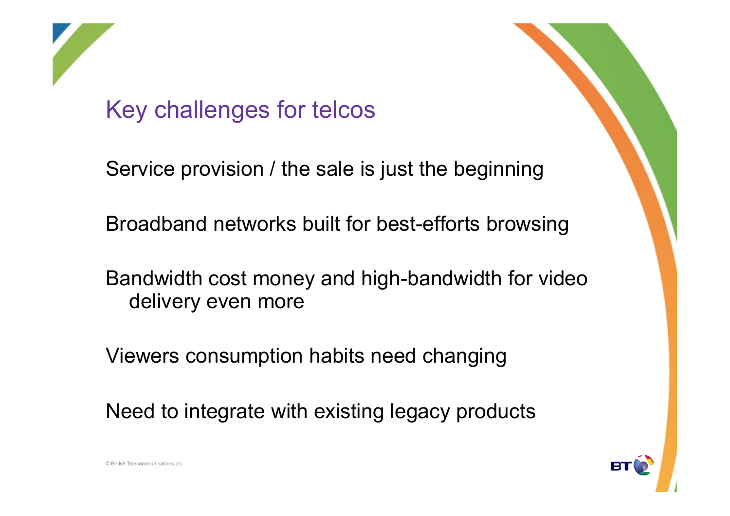## Key challenges for telcos

Service provision / the sale is just the beginning

Broadband networks built for best-efforts browsing

Bandwidth cost money and high-bandwidth for video delivery even more

Viewers consumption habits need changing

Need to integrate with existing legacy products

© British Telecommunications plc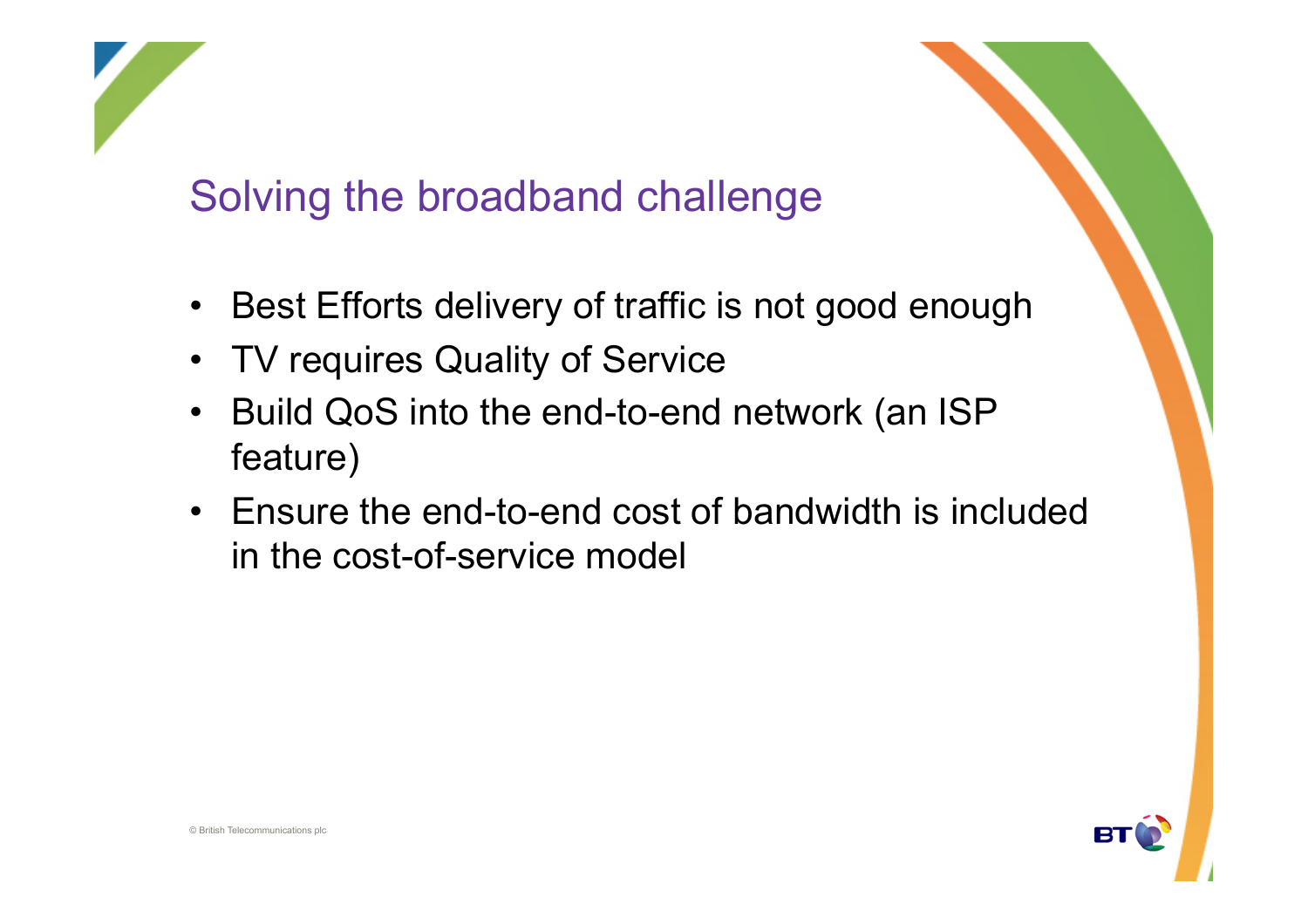## Solving the broadband challenge

- Best Efforts delivery of traffic is not good enough
- TV requires Quality of Service
- Build QoS into the end-to-end network (an ISP feature)
- Ensure the end-to-end cost of bandwidth is included in the cost-of-service model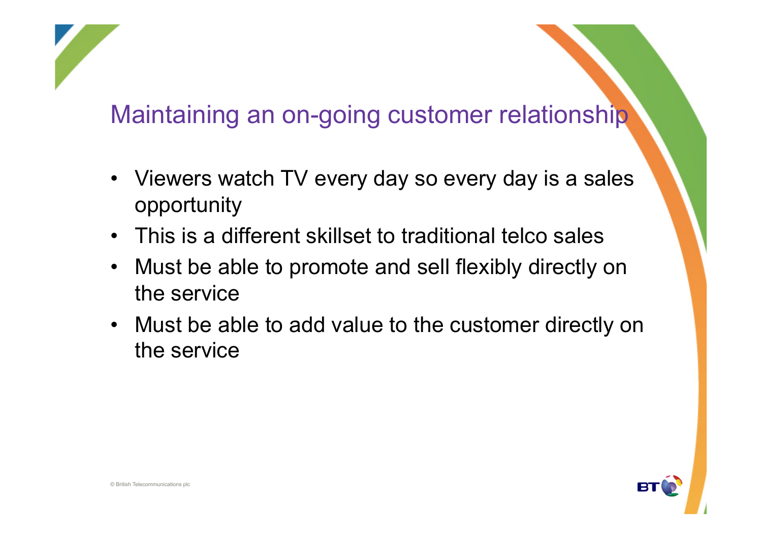## Maintaining an on-going customer relationship

- Viewers watch TV every day so every day is a sales opportunity
- This is a different skillset to traditional telco sales
- Must be able to promote and sell flexibly directly on the service
- Must be able to add value to the customer directly on the service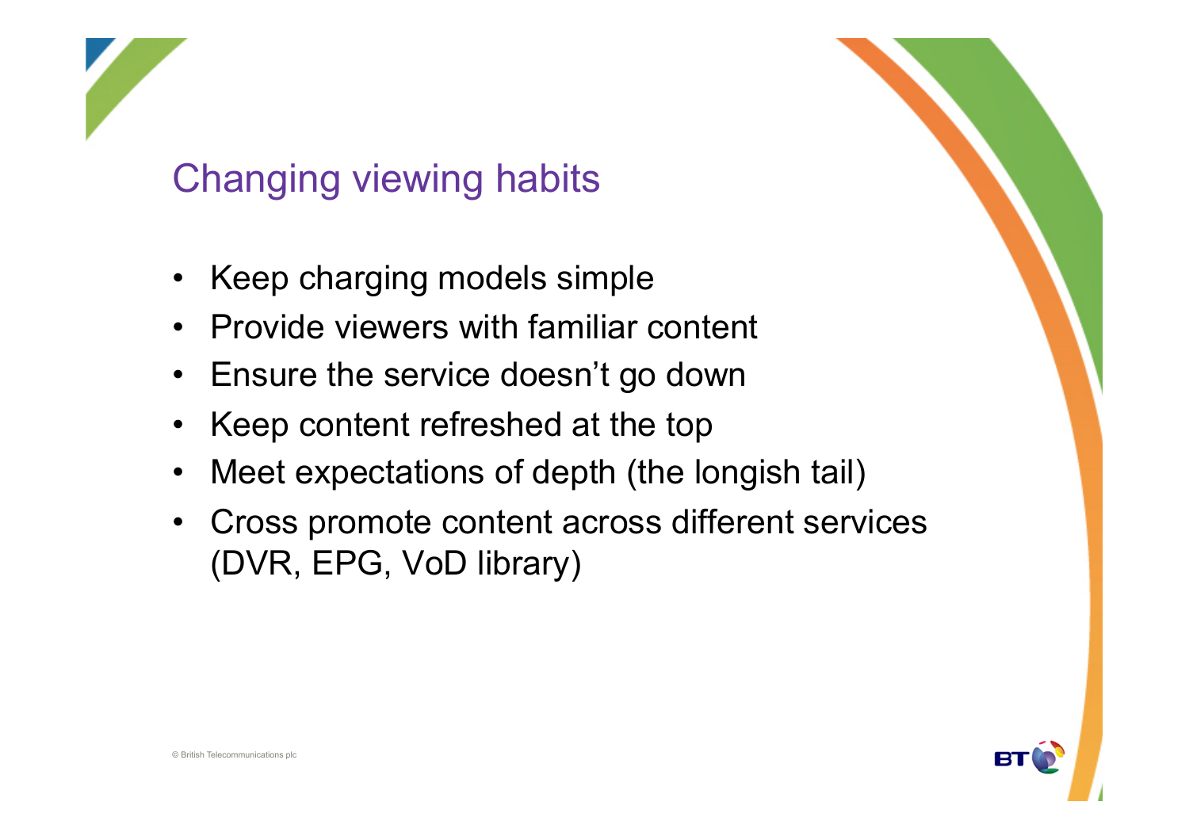# Changing viewing habits

- Keep charging models simple
- Provide viewers with familiar content
- Ensure the service doesn't go down
- Keep content refreshed at the top
- Meet expectations of depth (the longish tail)
- Cross promote content across different services (DVR, EPG, VoD library)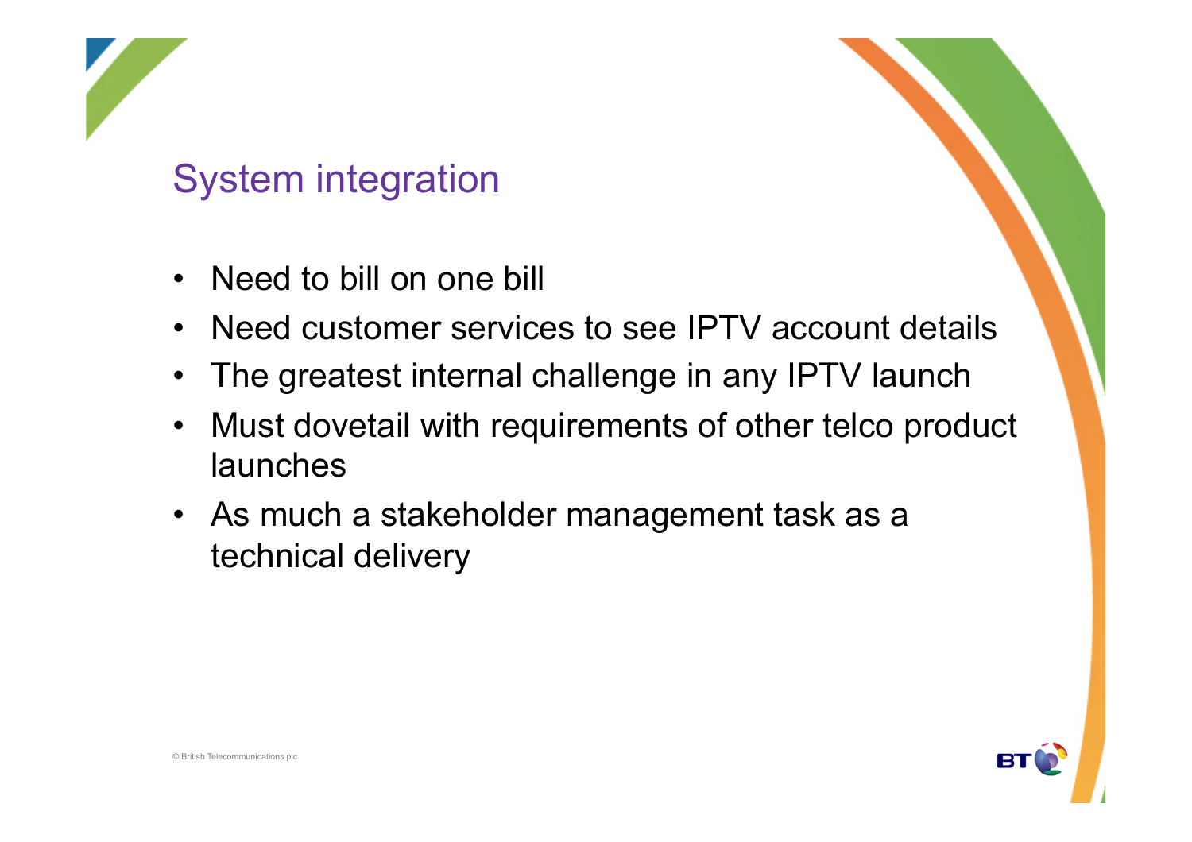## System integration

- Need to bill on one bill
- Need customer services to see IPTV account details
- The greatest internal challenge in any IPTV launch
- Must dovetail with requirements of other telco product launches
- As much a stakeholder management task as a technical delivery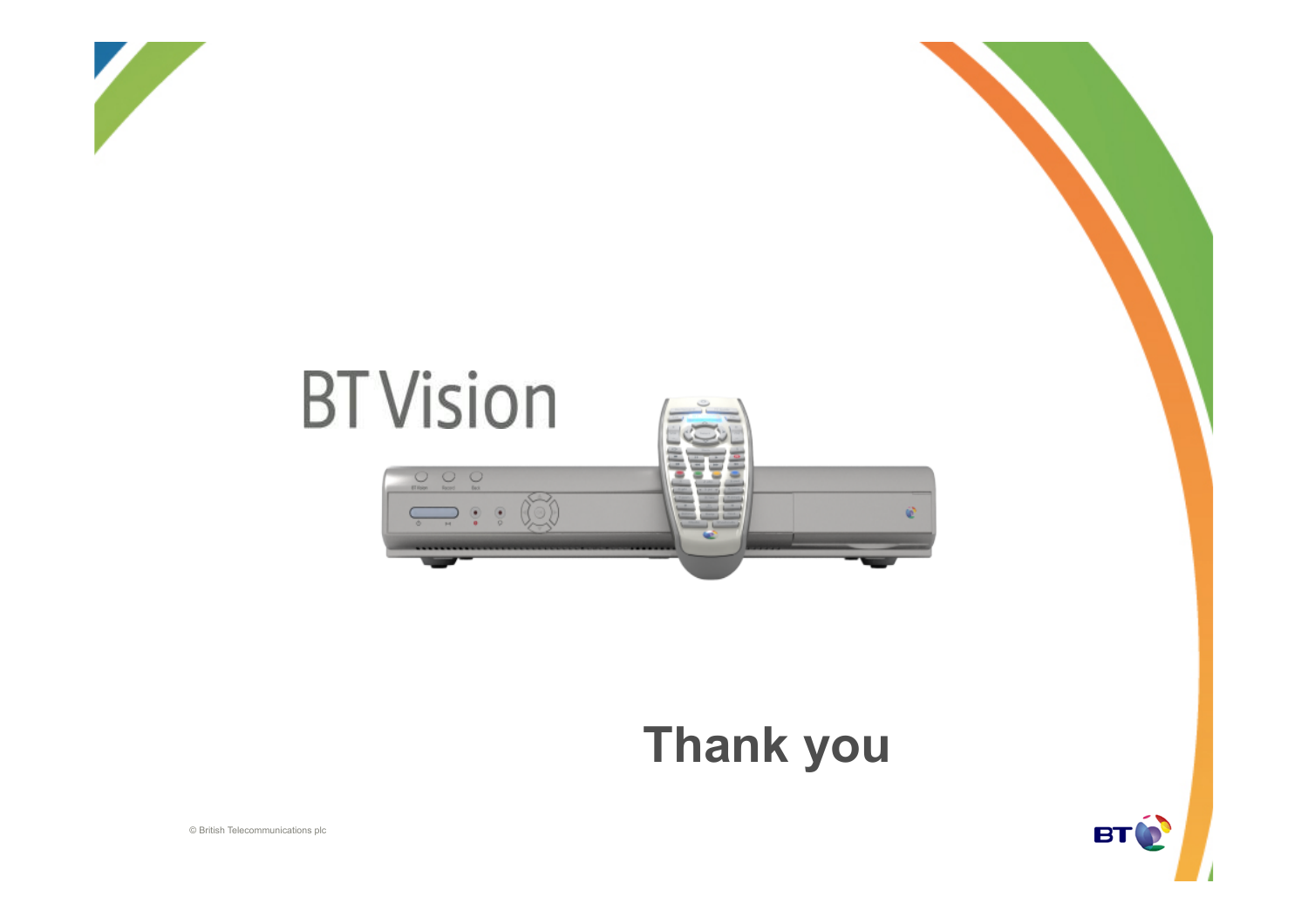BT Vision

# Thank you

© British Telecommunications plc